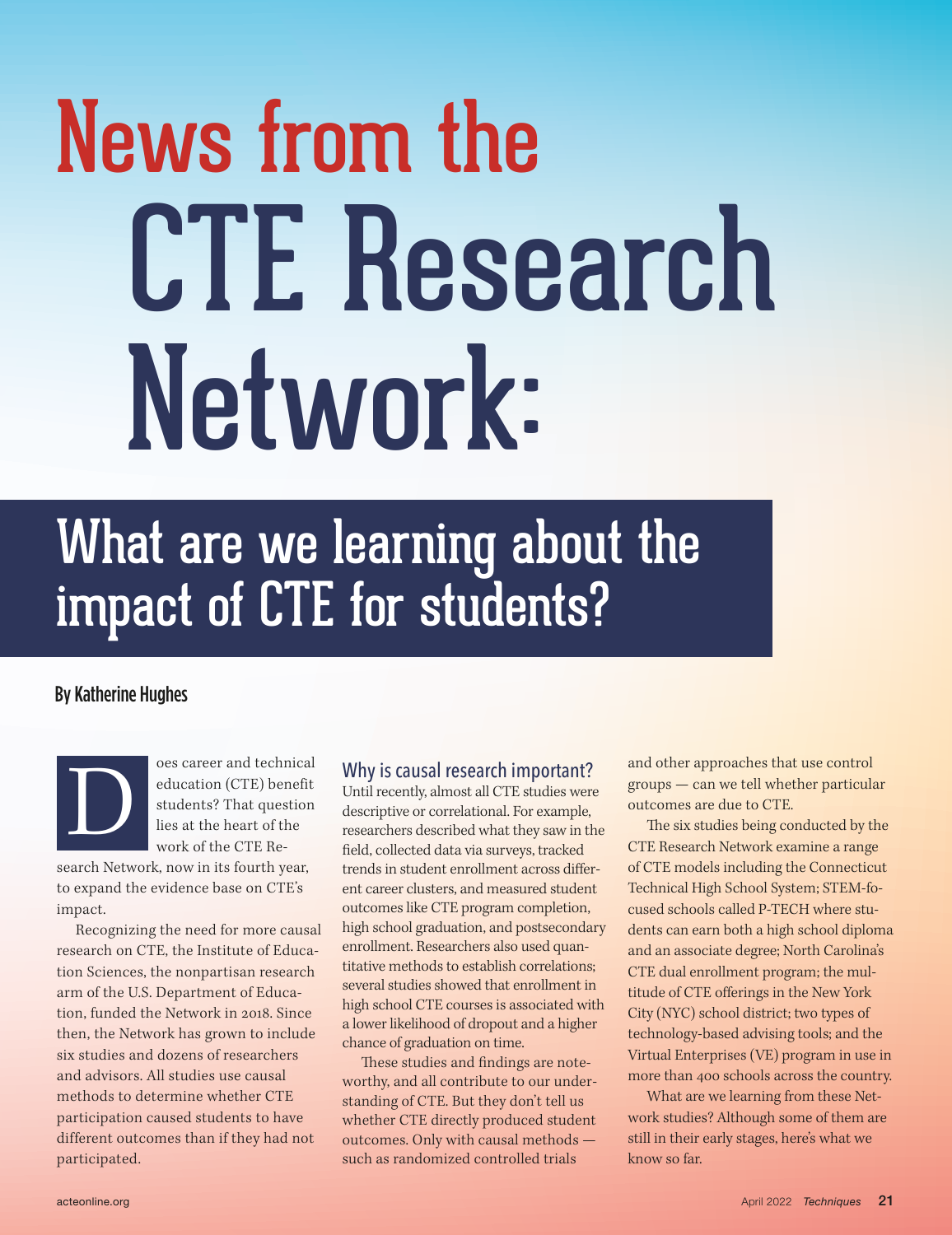# News from the CTE Research Network:

## What are we learning about the impact of CTE for students?

By Katherine Hughes

Does career and technical education (CTE) benefit students? That question lies at the heart of the work of the CTE Research Network, now in its fourth year, to expand the evidence base on CTE's impact.

Recognizing the need for more causal research on CTE, the Institute of Education Sciences, the nonpartisan research arm of the U.S. Department of Education, funded the Network in 2018. Since then, the Network has grown to include six studies and dozens of researchers and advisors. All studies use causal methods to determine whether CTE participation caused students to have different outcomes than if they had not participated.

### Why is causal research important?

Until recently, almost all CTE studies were descriptive or correlational. For example, researchers described what they saw in the field, collected data via surveys, tracked trends in student enrollment across different career clusters, and measured student outcomes like CTE program completion, high school graduation, and postsecondary enrollment. Researchers also used quantitative methods to establish correlations; several studies showed that enrollment in high school CTE courses is associated with a lower likelihood of dropout and a higher chance of graduation on time.

These studies and findings are noteworthy, and all contribute to our understanding of CTE. But they don't tell us whether CTE directly produced student outcomes. Only with causal methods — such as randomized controlled trials and other approaches that use control groups — can we tell whether particular outcomes are due to CTE.

The six studies being conducted by the CTE Research Network examine a range of CTE models including the Connecticut Technical High School System; STEM-focused schools called P-TECH where students can earn both a high school diploma and an associate degree; North Carolina's CTE dual enrollment program; the multitude of CTE offerings in the New York City (NYC) school district; two types of technology-based advising tools; and the Virtual Enterprises (VE) program in use in more than 400 schools across the country.

What are we learning from these Network studies? Although some of them are still in their early stages, here's what we know so far.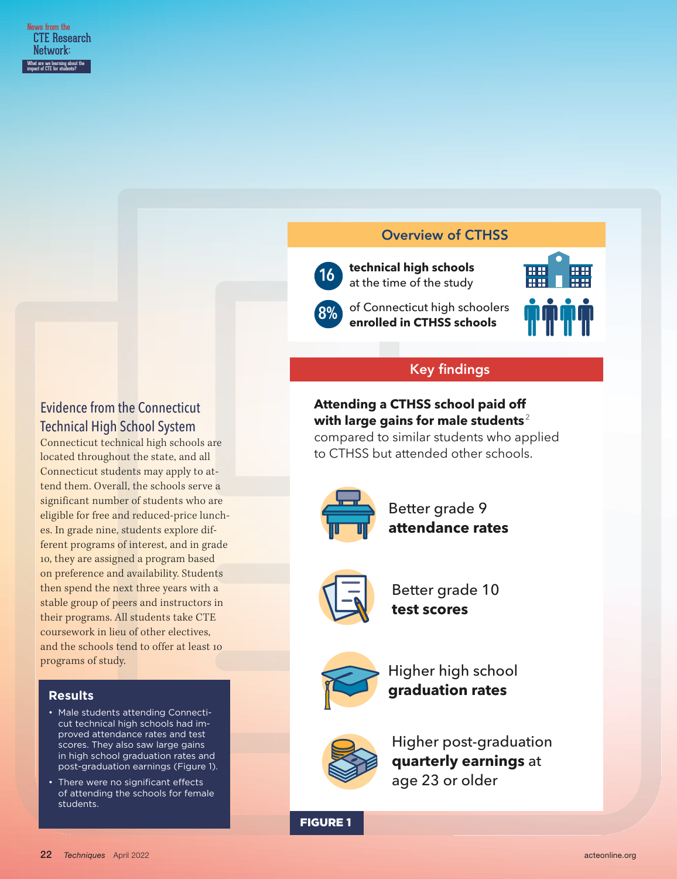News from the CTE Research Network:

What are we learning about the impact of CTE for students?

## Evidence from the Connecticut Technical High School System

Connecticut technical high schools are located throughout the state, and all Connecticut students may apply to attend them. Overall, the schools serve a significant number of students who are eligible for free and reduced-price lunches. In grade nine, students explore different programs of interest, and in grade 10, they are assigned a program based on preference and availability. Students then spend the next three years with a stable group of peers and instructors in their programs. All students take CTE coursework in lieu of other electives, and the schools tend to offer at least 10 programs of study.

### Results

- Male students attending Connecticut technical high schools had improved attendance rates and test scores. They also saw large gains in high school graduation rates and post-graduation earnings (Figure 1).
- There were no significant effects of attending the schools for female students.

### Overview of CTHSS

**16** **technical high schools** at the time of the study

**8%** of Connecticut high schoolers **enrolled in CTHSS schools**

### Key findings

**Attending a CTHSS school paid off with large gains for male students**[2] compared to similar students who applied to CTHSS but attended other schools.

- Better grade 9 **attendance rates**
- Better grade 10 **test scores**
- Higher high school **graduation rates**
- Higher post-graduation **quarterly earnings** at age 23 or older

**FIGURE 1**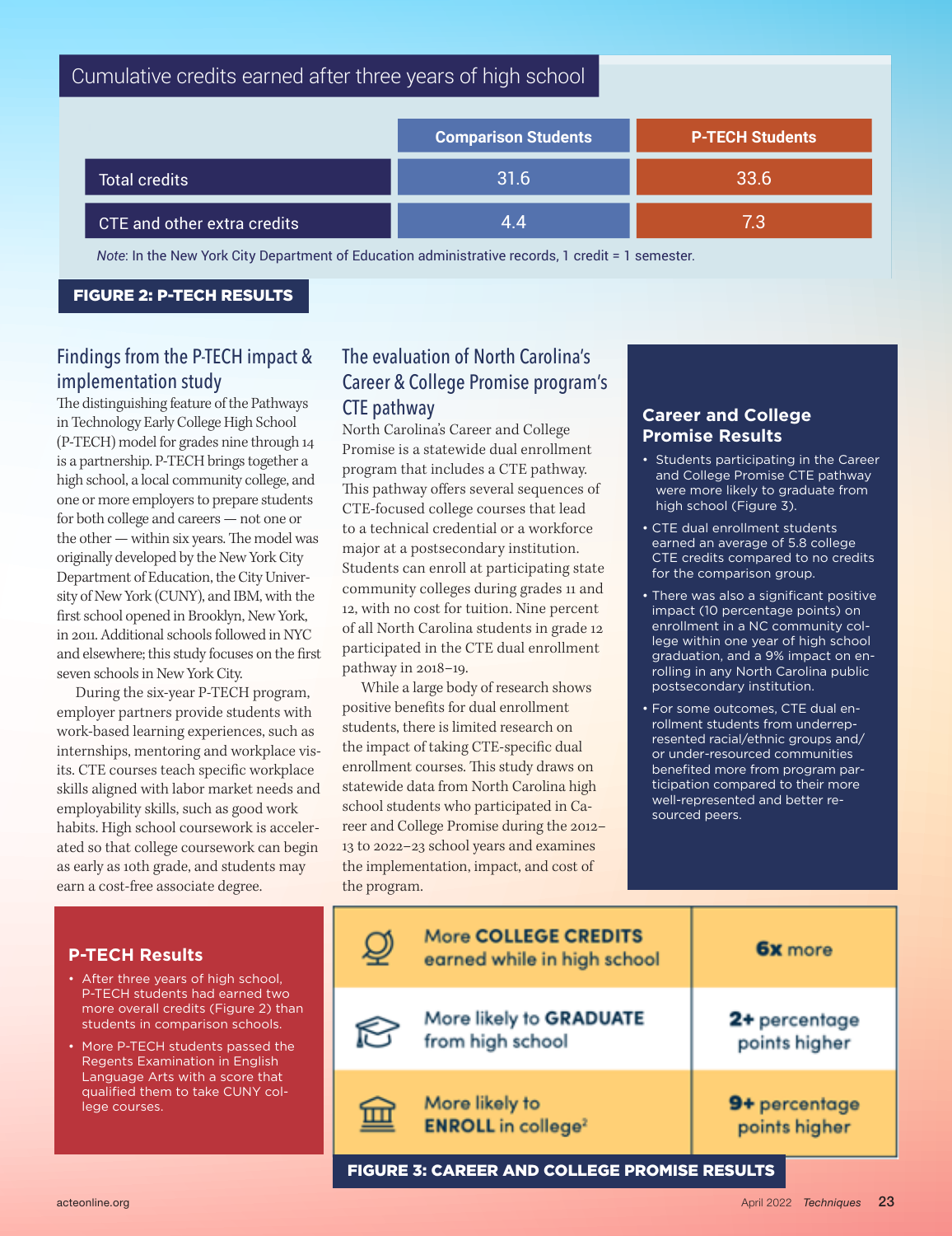## Cumulative credits earned after three years of high school

| | Comparison Students | P-TECH Students |
|---|---|---|
| Total credits | 31.6 | 33.6 |
| CTE and other extra credits | 4.4 | 7.3 |

*Note*: In the New York City Department of Education administrative records, 1 credit = 1 semester.

**FIGURE 2: P-TECH RESULTS**

## Findings from the P-TECH impact & implementation study

The distinguishing feature of the Pathways in Technology Early College High School (P-TECH) model for grades nine through 14 is a partnership. P-TECH brings together a high school, a local community college, and one or more employers to prepare students for both college and careers — not one or the other — within six years. The model was originally developed by the New York City Department of Education, the City University of New York (CUNY), and IBM, with the first school opened in Brooklyn, New York, in 2011. Additional schools followed in NYC and elsewhere; this study focuses on the first seven schools in New York City.

During the six-year P-TECH program, employer partners provide students with work-based learning experiences, such as internships, mentoring and workplace visits. CTE courses teach specific workplace skills aligned with labor market needs and employability skills, such as good work habits. High school coursework is accelerated so that college coursework can begin as early as 10th grade, and students may earn a cost-free associate degree.

## The evaluation of North Carolina's Career & College Promise program's CTE pathway

North Carolina's Career and College Promise is a statewide dual enrollment program that includes a CTE pathway. This pathway offers several sequences of CTE-focused college courses that lead to a technical credential or a workforce major at a postsecondary institution. Students can enroll at participating state community colleges during grades 11 and 12, with no cost for tuition. Nine percent of all North Carolina students in grade 12 participated in the CTE dual enrollment pathway in 2018–19.

While a large body of research shows positive benefits for dual enrollment students, there is limited research on the impact of taking CTE-specific dual enrollment courses. This study draws on statewide data from North Carolina high school students who participated in Career and College Promise during the 2012–13 to 2022–23 school years and examines the implementation, impact, and cost of the program.

### Career and College Promise Results

- Students participating in the Career and College Promise CTE pathway were more likely to graduate from high school (Figure 3).
- CTE dual enrollment students earned an average of 5.8 college CTE credits compared to no credits for the comparison group.
- There was also a significant positive impact (10 percentage points) on enrollment in a NC community college within one year of high school graduation, and a 9% impact on enrolling in any North Carolina public postsecondary institution.
- For some outcomes, CTE dual enrollment students from underrepresented racial/ethnic groups and/or under-resourced communities benefited more from program participation compared to their more well-represented and better resourced peers.

### P-TECH Results

- After three years of high school, P-TECH students had earned two more overall credits (Figure 2) than students in comparison schools.
- More P-TECH students passed the Regents Examination in English Language Arts with a score that qualified them to take CUNY college courses.

| | |
|---|---|
| More **COLLEGE CREDITS** earned while in high school | **6x** more |
| More likely to **GRADUATE** from high school | **2+** percentage points higher |
| More likely to **ENROLL** in college[2] | **9+** percentage points higher |

**FIGURE 3: CAREER AND COLLEGE PROMISE RESULTS**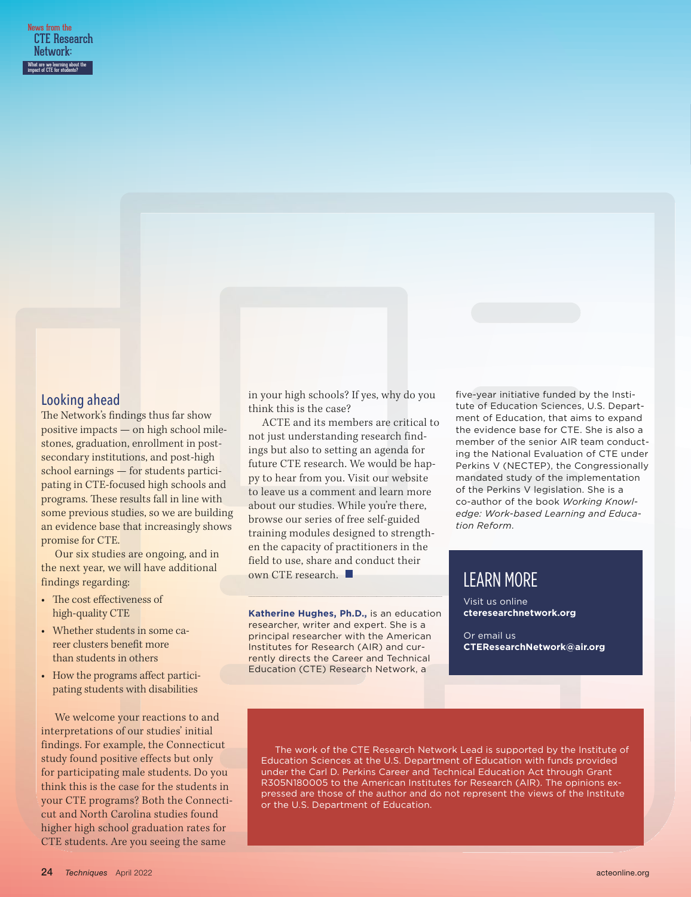News from the CTE Research Network: What are we learning about the impact of CTE for students?

## Looking ahead

The Network's findings thus far show positive impacts — on high school milestones, graduation, enrollment in postsecondary institutions, and post-high school earnings — for students participating in CTE-focused high schools and programs. These results fall in line with some previous studies, so we are building an evidence base that increasingly shows promise for CTE.

Our six studies are ongoing, and in the next year, we will have additional findings regarding:

- The cost effectiveness of high-quality CTE
- Whether students in some career clusters benefit more than students in others
- How the programs affect participating students with disabilities

We welcome your reactions to and interpretations of our studies' initial findings. For example, the Connecticut study found positive effects but only for participating male students. Do you think this is the case for the students in your CTE programs? Both the Connecticut and North Carolina studies found higher high school graduation rates for CTE students. Are you seeing the same in your high schools? If yes, why do you think this is the case?

ACTE and its members are critical to not just understanding research findings but also to setting an agenda for future CTE research. We would be happy to hear from you. Visit our website to leave us a comment and learn more about our studies. While you're there, browse our series of free self-guided training modules designed to strengthen the capacity of practitioners in the field to use, share and conduct their own CTE research.

---

**Katherine Hughes, Ph.D.,** is an education researcher, writer and expert. She is a principal researcher with the American Institutes for Research (AIR) and currently directs the Career and Technical Education (CTE) Research Network, a five-year initiative funded by the Institute of Education Sciences, U.S. Department of Education, that aims to expand the evidence base for CTE. She is also a member of the senior AIR team conducting the National Evaluation of CTE under Perkins V (NECTEP), the Congressionally mandated study of the implementation of the Perkins V legislation. She is a co-author of the book *Working Knowledge: Work-based Learning and Education Reform*.

## LEARN MORE

Visit us online
**cteresearchnetwork.org**

Or email us
**CTEResearchNetwork@air.org**

The work of the CTE Research Network Lead is supported by the Institute of Education Sciences at the U.S. Department of Education with funds provided under the Carl D. Perkins Career and Technical Education Act through Grant R305N180005 to the American Institutes for Research (AIR). The opinions expressed are those of the author and do not represent the views of the Institute or the U.S. Department of Education.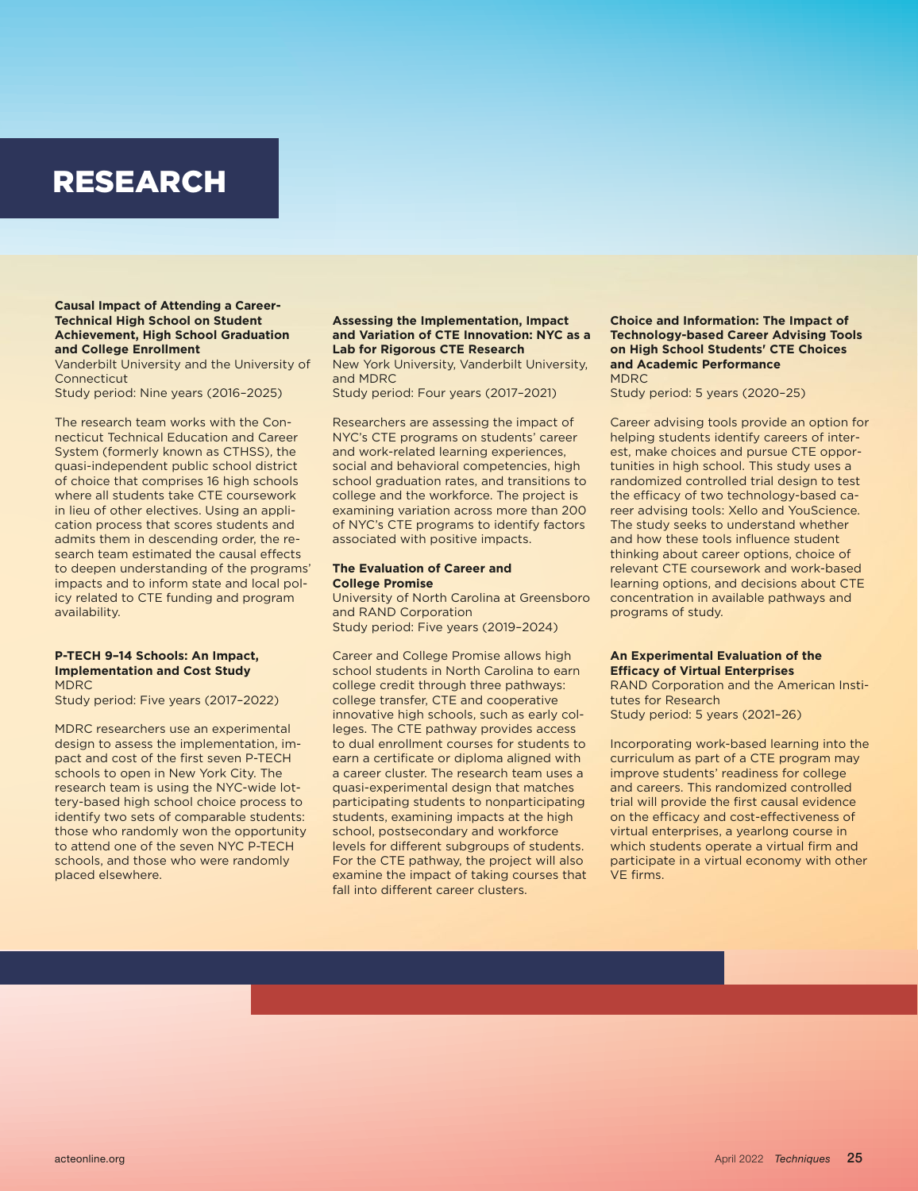# RESEARCH

**Causal Impact of Attending a Career-Technical High School on Student Achievement, High School Graduation and College Enrollment**
Vanderbilt University and the University of Connecticut
Study period: Nine years (2016–2025)

The research team works with the Connecticut Technical Education and Career System (formerly known as CTHSS), the quasi-independent public school district of choice that comprises 16 high schools where all students take CTE coursework in lieu of other electives. Using an application process that scores students and admits them in descending order, the research team estimated the causal effects to deepen understanding of the programs' impacts and to inform state and local policy related to CTE funding and program availability.

**P-TECH 9–14 Schools: An Impact, Implementation and Cost Study**
MDRC
Study period: Five years (2017–2022)

MDRC researchers use an experimental design to assess the implementation, impact and cost of the first seven P-TECH schools to open in New York City. The research team is using the NYC-wide lottery-based high school choice process to identify two sets of comparable students: those who randomly won the opportunity to attend one of the seven NYC P-TECH schools, and those who were randomly placed elsewhere.

**Assessing the Implementation, Impact and Variation of CTE Innovation: NYC as a Lab for Rigorous CTE Research**
New York University, Vanderbilt University, and MDRC
Study period: Four years (2017–2021)

Researchers are assessing the impact of NYC's CTE programs on students' career and work-related learning experiences, social and behavioral competencies, high school graduation rates, and transitions to college and the workforce. The project is examining variation across more than 200 of NYC's CTE programs to identify factors associated with positive impacts.

**The Evaluation of Career and College Promise**
University of North Carolina at Greensboro and RAND Corporation
Study period: Five years (2019–2024)

Career and College Promise allows high school students in North Carolina to earn college credit through three pathways: college transfer, CTE and cooperative innovative high schools, such as early colleges. The CTE pathway provides access to dual enrollment courses for students to earn a certificate or diploma aligned with a career cluster. The research team uses a quasi-experimental design that matches participating students to nonparticipating students, examining impacts at the high school, postsecondary and workforce levels for different subgroups of students. For the CTE pathway, the project will also examine the impact of taking courses that fall into different career clusters.

**Choice and Information: The Impact of Technology-based Career Advising Tools on High School Students' CTE Choices and Academic Performance**
MDRC
Study period: 5 years (2020–25)

Career advising tools provide an option for helping students identify careers of interest, make choices and pursue CTE opportunities in high school. This study uses a randomized controlled trial design to test the efficacy of two technology-based career advising tools: Xello and YouScience. The study seeks to understand whether and how these tools influence student thinking about career options, choice of relevant CTE coursework and work-based learning options, and decisions about CTE concentration in available pathways and programs of study.

**An Experimental Evaluation of the Efficacy of Virtual Enterprises**
RAND Corporation and the American Institutes for Research
Study period: 5 years (2021–26)

Incorporating work-based learning into the curriculum as part of a CTE program may improve students' readiness for college and careers. This randomized controlled trial will provide the first causal evidence on the efficacy and cost-effectiveness of virtual enterprises, a yearlong course in which students operate a virtual firm and participate in a virtual economy with other VE firms.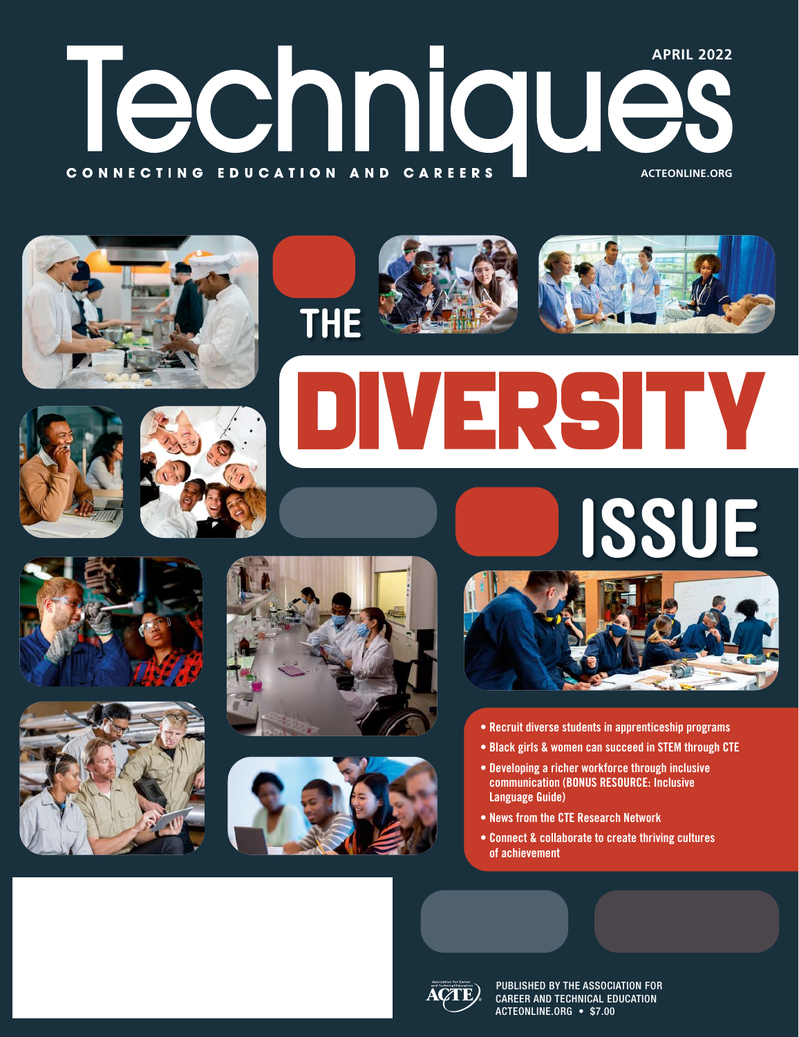# Techniques

APRIL 2022

CONNECTING EDUCATION AND CAREERS

ACTEONLINE.ORG

# THE DIVERSITY ISSUE

- Recruit diverse students in apprenticeship programs
- Black girls & women can succeed in STEM through CTE
- Developing a richer workforce through inclusive communication (BONUS RESOURCE: Inclusive Language Guide)
- News from the CTE Research Network
- Connect & collaborate to create thriving cultures of achievement

PUBLISHED BY THE ASSOCIATION FOR CAREER AND TECHNICAL EDUCATION
ACTEONLINE.ORG • $7.00